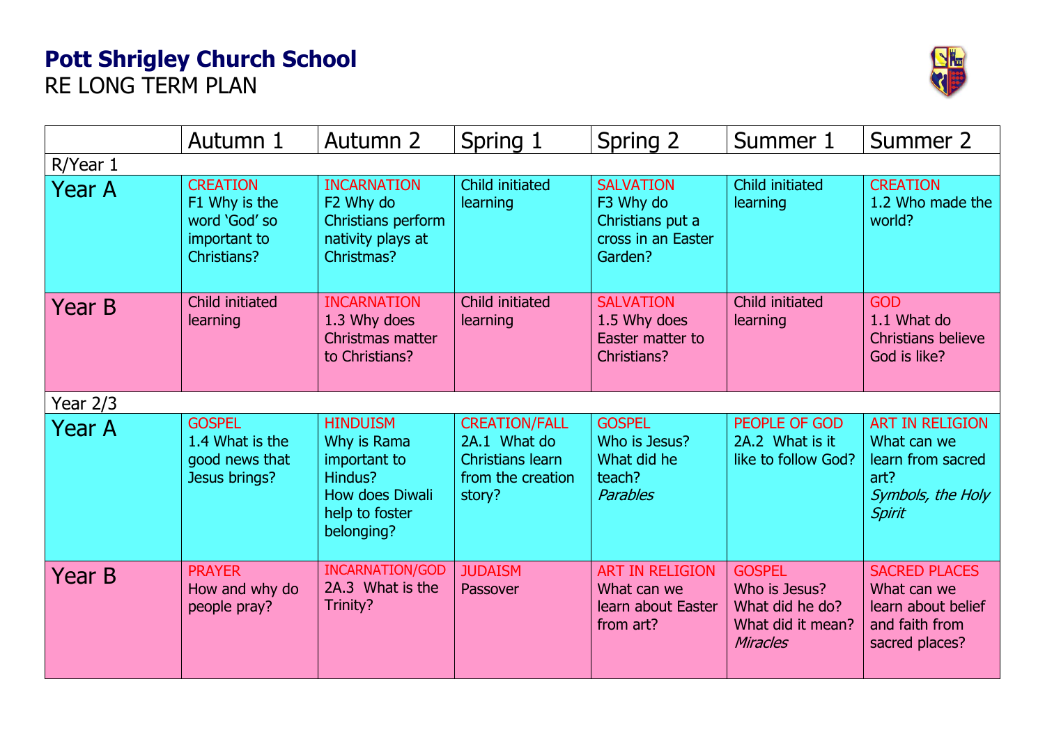# Pott Shrigley Church School

RE LONG TERM PLAN

| | Autumn 1 | Autumn 2 | Spring 1 | Spring 2 | Summer 1 | Summer 2 |
|---|---|---|---|---|---|---|
| R/Year 1 | | | | | | |
| Year A | CREATION<br>F1 Why is the word 'God' so important to Christians? | INCARNATION<br>F2 Why do Christians perform nativity plays at Christmas? | Child initiated learning | SALVATION<br>F3 Why do Christians put a cross in an Easter Garden? | Child initiated learning | CREATION<br>1.2 Who made the world? |
| Year B | Child initiated learning | INCARNATION<br>1.3 Why does Christmas matter to Christians? | Child initiated learning | SALVATION<br>1.5 Why does Easter matter to Christians? | Child initiated learning | GOD<br>1.1 What do Christians believe God is like? |
| Year 2/3 | | | | | | |
| Year A | GOSPEL<br>1.4 What is the good news that Jesus brings? | HINDUISM<br>Why is Rama important to Hindus?<br>How does Diwali help to foster belonging? | CREATION/FALL<br>2A.1 What do Christians learn from the creation story? | GOSPEL<br>Who is Jesus? What did he teach?<br>*Parables* | PEOPLE OF GOD<br>2A.2 What is it like to follow God? | ART IN RELIGION<br>What can we learn from sacred art?<br>*Symbols, the Holy Spirit* |
| Year B | PRAYER<br>How and why do people pray? | INCARNATION/GOD<br>2A.3 What is the Trinity? | JUDAISM<br>Passover | ART IN RELIGION<br>What can we learn about Easter from art? | GOSPEL<br>Who is Jesus? What did he do? What did it mean?<br>*Miracles* | SACRED PLACES<br>What can we learn about belief and faith from sacred places? |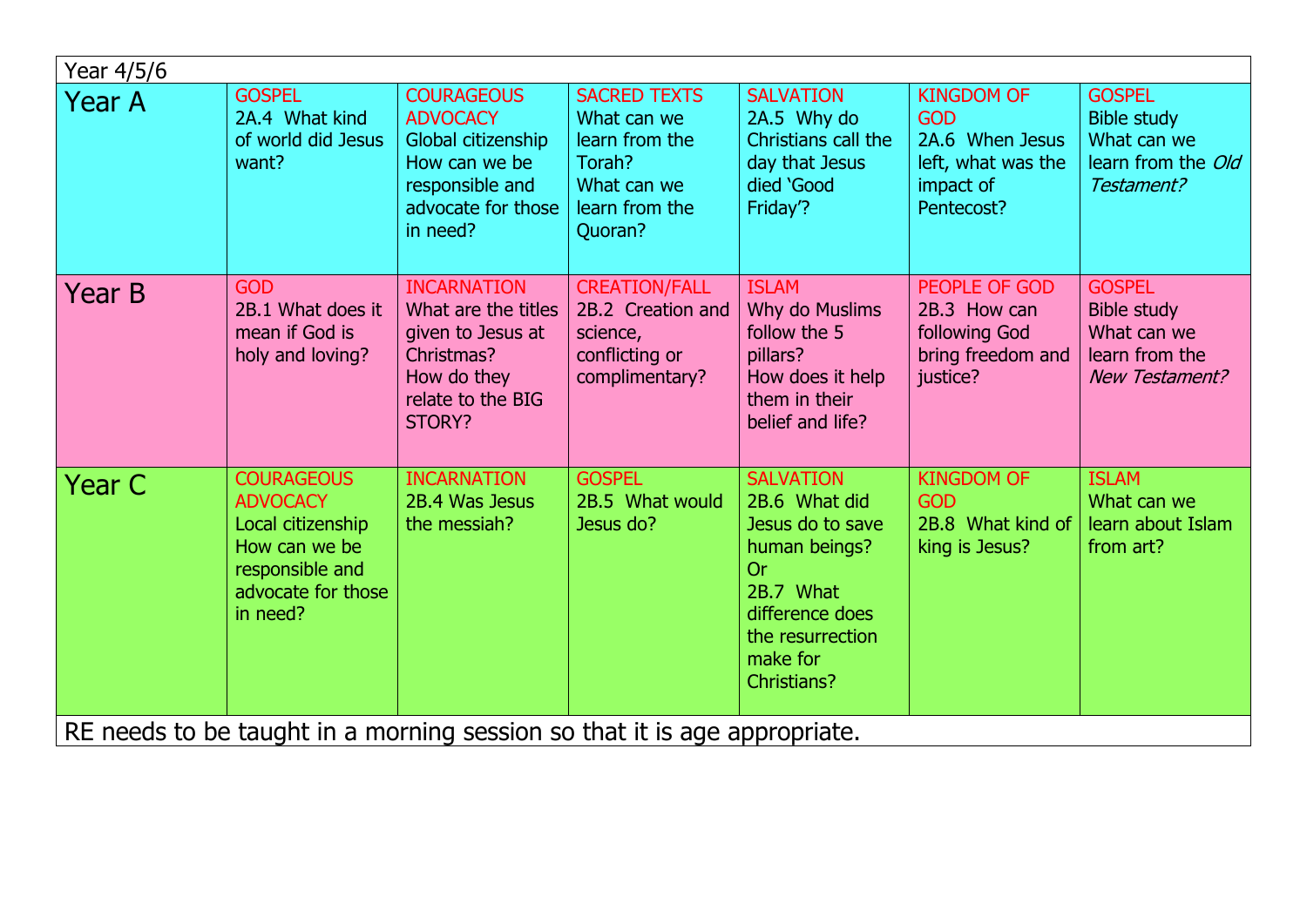| Year 4/5/6 | | | | | | |
|---|---|---|---|---|---|---|
| Year A | GOSPEL 2A.4 What kind of world did Jesus want? | COURAGEOUS ADVOCACY Global citizenship How can we be responsible and advocate for those in need? | SACRED TEXTS What can we learn from the Torah? What can we learn from the Quoran? | SALVATION 2A.5 Why do Christians call the day that Jesus died 'Good Friday'? | KINGDOM OF GOD 2A.6 When Jesus left, what was the impact of Pentecost? | GOSPEL Bible study What can we learn from the *Old Testament?* |
| Year B | GOD 2B.1 What does it mean if God is holy and loving? | INCARNATION What are the titles given to Jesus at Christmas? How do they relate to the BIG STORY? | CREATION/FALL 2B.2 Creation and science, conflicting or complimentary? | ISLAM Why do Muslims follow the 5 pillars? How does it help them in their belief and life? | PEOPLE OF GOD 2B.3 How can following God bring freedom and justice? | GOSPEL Bible study What can we learn from the *New Testament?* |
| Year C | COURAGEOUS ADVOCACY Local citizenship How can we be responsible and advocate for those in need? | INCARNATION 2B.4 Was Jesus the messiah? | GOSPEL 2B.5 What would Jesus do? | SALVATION 2B.6 What did Jesus do to save human beings? Or 2B.7 What difference does the resurrection make for Christians? | KINGDOM OF GOD 2B.8 What kind of king is Jesus? | ISLAM What can we learn about Islam from art? |
| RE needs to be taught in a morning session so that it is age appropriate. | | | | | | |